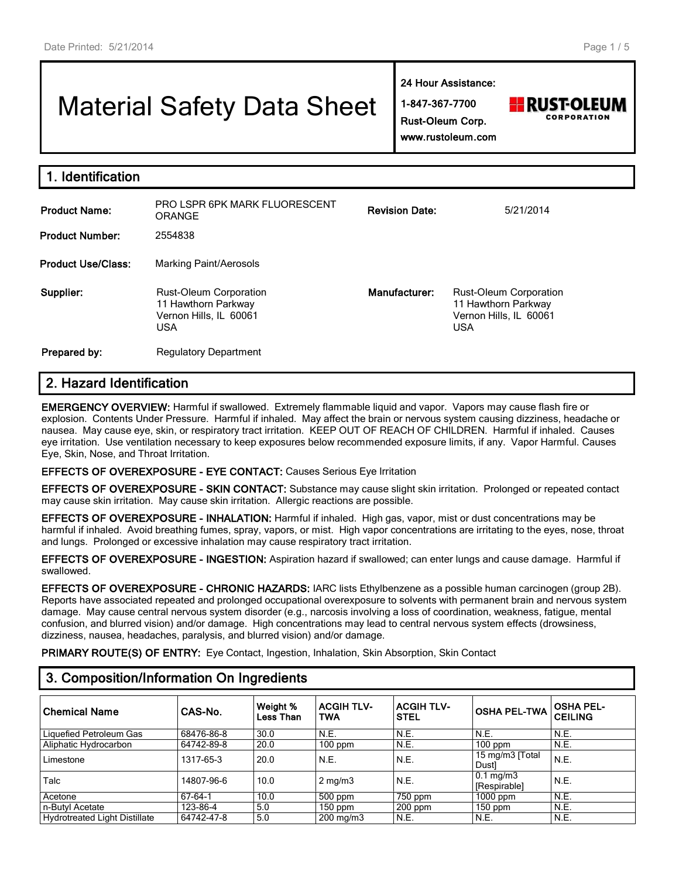# Material Safety Data Sheet

**24 Hour Assistance:**
**1-847-367-7700**
**Rust-Oleum Corp.**
**www.rustoleum.com**

RUST-OLEUM CORPORATION

## 1. Identification

| | | | |
|---|---|---|---|
| **Product Name:** | PRO LSPR 6PK MARK FLUORESCENT ORANGE | **Revision Date:** | 5/21/2014 |
| **Product Number:** | 2554838 | | |
| **Product Use/Class:** | Marking Paint/Aerosols | | |
| **Supplier:** | Rust-Oleum Corporation<br>11 Hawthorn Parkway<br>Vernon Hills, IL 60061<br>USA | **Manufacturer:** | Rust-Oleum Corporation<br>11 Hawthorn Parkway<br>Vernon Hills, IL 60061<br>USA |
| **Prepared by:** | Regulatory Department | | |

## 2. Hazard Identification

**EMERGENCY OVERVIEW:** Harmful if swallowed. Extremely flammable liquid and vapor. Vapors may cause flash fire or explosion. Contents Under Pressure. Harmful if inhaled. May affect the brain or nervous system causing dizziness, headache or nausea. May cause eye, skin, or respiratory tract irritation. KEEP OUT OF REACH OF CHILDREN. Harmful if inhaled. Causes eye irritation. Use ventilation necessary to keep exposures below recommended exposure limits, if any. Vapor Harmful. Causes Eye, Skin, Nose, and Throat Irritation.

**EFFECTS OF OVEREXPOSURE - EYE CONTACT:** Causes Serious Eye Irritation

**EFFECTS OF OVEREXPOSURE - SKIN CONTACT:** Substance may cause slight skin irritation. Prolonged or repeated contact may cause skin irritation. May cause skin irritation. Allergic reactions are possible.

**EFFECTS OF OVEREXPOSURE - INHALATION:** Harmful if inhaled. High gas, vapor, mist or dust concentrations may be harmful if inhaled. Avoid breathing fumes, spray, vapors, or mist. High vapor concentrations are irritating to the eyes, nose, throat and lungs. Prolonged or excessive inhalation may cause respiratory tract irritation.

**EFFECTS OF OVEREXPOSURE - INGESTION:** Aspiration hazard if swallowed; can enter lungs and cause damage. Harmful if swallowed.

**EFFECTS OF OVEREXPOSURE - CHRONIC HAZARDS:** IARC lists Ethylbenzene as a possible human carcinogen (group 2B). Reports have associated repeated and prolonged occupational overexposure to solvents with permanent brain and nervous system damage. May cause central nervous system disorder (e.g., narcosis involving a loss of coordination, weakness, fatigue, mental confusion, and blurred vision) and/or damage. High concentrations may lead to central nervous system effects (drowsiness, dizziness, nausea, headaches, paralysis, and blurred vision) and/or damage.

**PRIMARY ROUTE(S) OF ENTRY:** Eye Contact, Ingestion, Inhalation, Skin Absorption, Skin Contact

## 3. Composition/Information On Ingredients

| Chemical Name | CAS-No. | Weight % Less Than | ACGIH TLV-TWA | ACGIH TLV-STEL | OSHA PEL-TWA | OSHA PEL-CEILING |
|---|---|---|---|---|---|---|
| Liquefied Petroleum Gas | 68476-86-8 | 30.0 | N.E. | N.E. | N.E. | N.E. |
| Aliphatic Hydrocarbon | 64742-89-8 | 20.0 | 100 ppm | N.E. | 100 ppm | N.E. |
| Limestone | 1317-65-3 | 20.0 | N.E. | N.E. | 15 mg/m3 [Total Dust] | N.E. |
| Talc | 14807-96-6 | 10.0 | 2 mg/m3 | N.E. | 0.1 mg/m3 [Respirable] | N.E. |
| Acetone | 67-64-1 | 10.0 | 500 ppm | 750 ppm | 1000 ppm | N.E. |
| n-Butyl Acetate | 123-86-4 | 5.0 | 150 ppm | 200 ppm | 150 ppm | N.E. |
| Hydrotreated Light Distillate | 64742-47-8 | 5.0 | 200 mg/m3 | N.E. | N.E. | N.E. |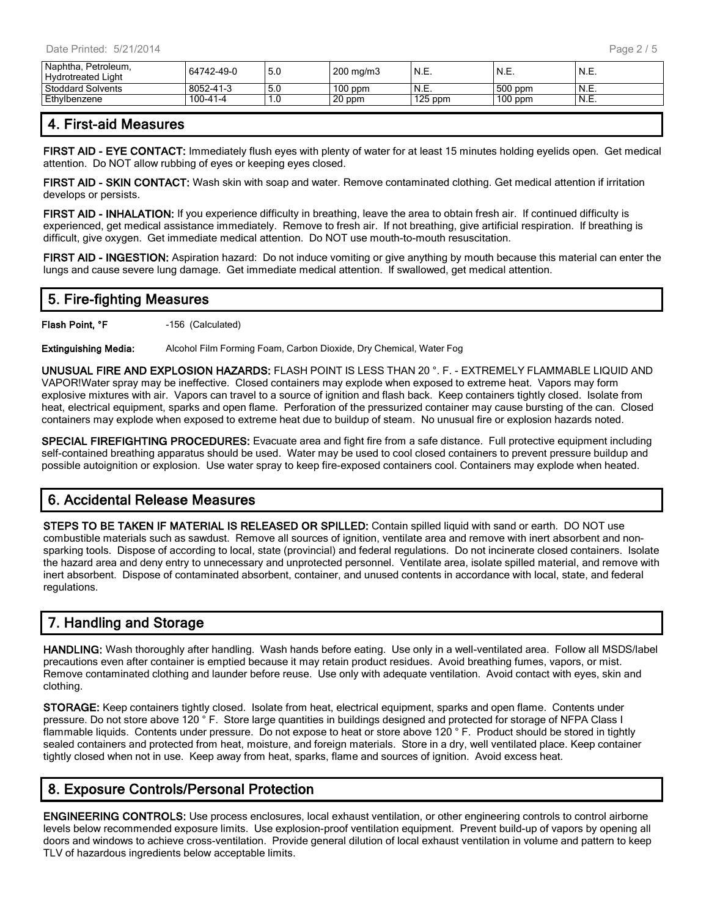| Naphtha, Petroleum, Hydrotreated Light | 64742-49-0 | 5.0 | 200 mg/m3 | N.E. | N.E. | N.E. |
|---|---|---|---|---|---|---|
| Stoddard Solvents | 8052-41-3 | 5.0 | 100 ppm | N.E. | 500 ppm | N.E. |
| Ethylbenzene | 100-41-4 | 1.0 | 20 ppm | 125 ppm | 100 ppm | N.E. |

## 4. First-aid Measures

**FIRST AID - EYE CONTACT:** Immediately flush eyes with plenty of water for at least 15 minutes holding eyelids open. Get medical attention. Do NOT allow rubbing of eyes or keeping eyes closed.

**FIRST AID - SKIN CONTACT:** Wash skin with soap and water. Remove contaminated clothing. Get medical attention if irritation develops or persists.

**FIRST AID - INHALATION:** If you experience difficulty in breathing, leave the area to obtain fresh air. If continued difficulty is experienced, get medical assistance immediately. Remove to fresh air. If not breathing, give artificial respiration. If breathing is difficult, give oxygen. Get immediate medical attention. Do NOT use mouth-to-mouth resuscitation.

**FIRST AID - INGESTION:** Aspiration hazard: Do not induce vomiting or give anything by mouth because this material can enter the lungs and cause severe lung damage. Get immediate medical attention. If swallowed, get medical attention.

## 5. Fire-fighting Measures

**Flash Point, °F** -156 (Calculated)

**Extinguishing Media:** Alcohol Film Forming Foam, Carbon Dioxide, Dry Chemical, Water Fog

**UNUSUAL FIRE AND EXPLOSION HAZARDS:** FLASH POINT IS LESS THAN 20 °. F. - EXTREMELY FLAMMABLE LIQUID AND VAPOR!Water spray may be ineffective. Closed containers may explode when exposed to extreme heat. Vapors may form explosive mixtures with air. Vapors can travel to a source of ignition and flash back. Keep containers tightly closed. Isolate from heat, electrical equipment, sparks and open flame. Perforation of the pressurized container may cause bursting of the can. Closed containers may explode when exposed to extreme heat due to buildup of steam. No unusual fire or explosion hazards noted.

**SPECIAL FIREFIGHTING PROCEDURES:** Evacuate area and fight fire from a safe distance. Full protective equipment including self-contained breathing apparatus should be used. Water may be used to cool closed containers to prevent pressure buildup and possible autoignition or explosion. Use water spray to keep fire-exposed containers cool. Containers may explode when heated.

## 6. Accidental Release Measures

**STEPS TO BE TAKEN IF MATERIAL IS RELEASED OR SPILLED:** Contain spilled liquid with sand or earth. DO NOT use combustible materials such as sawdust. Remove all sources of ignition, ventilate area and remove with inert absorbent and non-sparking tools. Dispose of according to local, state (provincial) and federal regulations. Do not incinerate closed containers. Isolate the hazard area and deny entry to unnecessary and unprotected personnel. Ventilate area, isolate spilled material, and remove with inert absorbent. Dispose of contaminated absorbent, container, and unused contents in accordance with local, state, and federal regulations.

## 7. Handling and Storage

**HANDLING:** Wash thoroughly after handling. Wash hands before eating. Use only in a well-ventilated area. Follow all MSDS/label precautions even after container is emptied because it may retain product residues. Avoid breathing fumes, vapors, or mist. Remove contaminated clothing and launder before reuse. Use only with adequate ventilation. Avoid contact with eyes, skin and clothing.

**STORAGE:** Keep containers tightly closed. Isolate from heat, electrical equipment, sparks and open flame. Contents under pressure. Do not store above 120 ° F. Store large quantities in buildings designed and protected for storage of NFPA Class I flammable liquids. Contents under pressure. Do not expose to heat or store above 120 ° F. Product should be stored in tightly sealed containers and protected from heat, moisture, and foreign materials. Store in a dry, well ventilated place. Keep container tightly closed when not in use. Keep away from heat, sparks, flame and sources of ignition. Avoid excess heat.

## 8. Exposure Controls/Personal Protection

**ENGINEERING CONTROLS:** Use process enclosures, local exhaust ventilation, or other engineering controls to control airborne levels below recommended exposure limits. Use explosion-proof ventilation equipment. Prevent build-up of vapors by opening all doors and windows to achieve cross-ventilation. Provide general dilution of local exhaust ventilation in volume and pattern to keep TLV of hazardous ingredients below acceptable limits.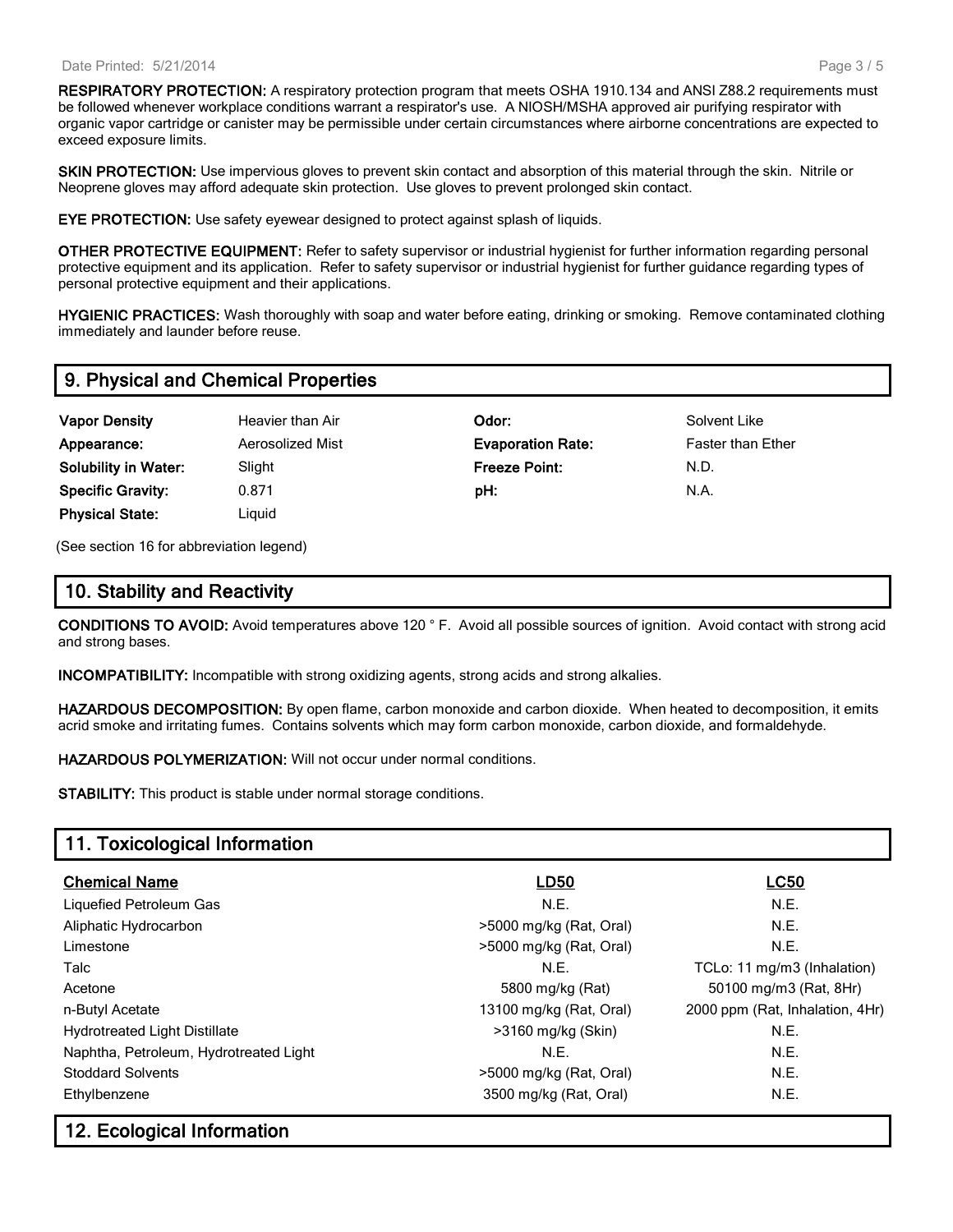**RESPIRATORY PROTECTION:** A respiratory protection program that meets OSHA 1910.134 and ANSI Z88.2 requirements must be followed whenever workplace conditions warrant a respirator's use. A NIOSH/MSHA approved air purifying respirator with organic vapor cartridge or canister may be permissible under certain circumstances where airborne concentrations are expected to exceed exposure limits.

**SKIN PROTECTION:** Use impervious gloves to prevent skin contact and absorption of this material through the skin. Nitrile or Neoprene gloves may afford adequate skin protection. Use gloves to prevent prolonged skin contact.

**EYE PROTECTION:** Use safety eyewear designed to protect against splash of liquids.

**OTHER PROTECTIVE EQUIPMENT:** Refer to safety supervisor or industrial hygienist for further information regarding personal protective equipment and its application. Refer to safety supervisor or industrial hygienist for further guidance regarding types of personal protective equipment and their applications.

**HYGIENIC PRACTICES:** Wash thoroughly with soap and water before eating, drinking or smoking. Remove contaminated clothing immediately and launder before reuse.

## 9. Physical and Chemical Properties

| | | | |
|---|---|---|---|
| **Vapor Density** | Heavier than Air | **Odor:** | Solvent Like |
| **Appearance:** | Aerosolized Mist | **Evaporation Rate:** | Faster than Ether |
| **Solubility in Water:** | Slight | **Freeze Point:** | N.D. |
| **Specific Gravity:** | 0.871 | **pH:** | N.A. |
| **Physical State:** | Liquid | | |

(See section 16 for abbreviation legend)

## 10. Stability and Reactivity

**CONDITIONS TO AVOID:** Avoid temperatures above 120 ° F. Avoid all possible sources of ignition. Avoid contact with strong acid and strong bases.

**INCOMPATIBILITY:** Incompatible with strong oxidizing agents, strong acids and strong alkalies.

**HAZARDOUS DECOMPOSITION:** By open flame, carbon monoxide and carbon dioxide. When heated to decomposition, it emits acrid smoke and irritating fumes. Contains solvents which may form carbon monoxide, carbon dioxide, and formaldehyde.

**HAZARDOUS POLYMERIZATION:** Will not occur under normal conditions.

**STABILITY:** This product is stable under normal storage conditions.

## 11. Toxicological Information

| Chemical Name | LD50 | LC50 |
|---|---|---|
| Liquefied Petroleum Gas | N.E. | N.E. |
| Aliphatic Hydrocarbon | >5000 mg/kg (Rat, Oral) | N.E. |
| Limestone | >5000 mg/kg (Rat, Oral) | N.E. |
| Talc | N.E. | TCLo: 11 mg/m3 (Inhalation) |
| Acetone | 5800 mg/kg (Rat) | 50100 mg/m3 (Rat, 8Hr) |
| n-Butyl Acetate | 13100 mg/kg (Rat, Oral) | 2000 ppm (Rat, Inhalation, 4Hr) |
| Hydrotreated Light Distillate | >3160 mg/kg (Skin) | N.E. |
| Naphtha, Petroleum, Hydrotreated Light | N.E. | N.E. |
| Stoddard Solvents | >5000 mg/kg (Rat, Oral) | N.E. |
| Ethylbenzene | 3500 mg/kg (Rat, Oral) | N.E. |

## 12. Ecological Information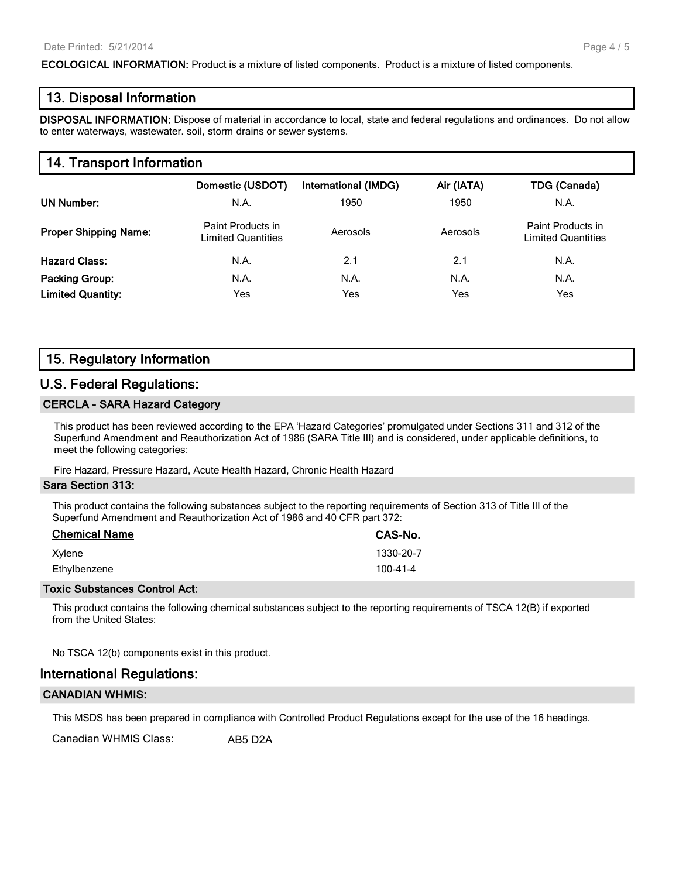**ECOLOGICAL INFORMATION:** Product is a mixture of listed components. Product is a mixture of listed components.

## 13. Disposal Information

**DISPOSAL INFORMATION:** Dispose of material in accordance to local, state and federal regulations and ordinances. Do not allow to enter waterways, wastewater. soil, storm drains or sewer systems.

## 14. Transport Information

| | Domestic (USDOT) | International (IMDG) | Air (IATA) | TDG (Canada) |
|---|---|---|---|---|
| **UN Number:** | N.A. | 1950 | 1950 | N.A. |
| **Proper Shipping Name:** | Paint Products in Limited Quantities | Aerosols | Aerosols | Paint Products in Limited Quantities |
| **Hazard Class:** | N.A. | 2.1 | 2.1 | N.A. |
| **Packing Group:** | N.A. | N.A. | N.A. | N.A. |
| **Limited Quantity:** | Yes | Yes | Yes | Yes |

## 15. Regulatory Information

## U.S. Federal Regulations:

### CERCLA - SARA Hazard Category

This product has been reviewed according to the EPA 'Hazard Categories' promulgated under Sections 311 and 312 of the Superfund Amendment and Reauthorization Act of 1986 (SARA Title III) and is considered, under applicable definitions, to meet the following categories:

Fire Hazard, Pressure Hazard, Acute Health Hazard, Chronic Health Hazard

### Sara Section 313:

This product contains the following substances subject to the reporting requirements of Section 313 of Title III of the Superfund Amendment and Reauthorization Act of 1986 and 40 CFR part 372:

| Chemical Name | CAS-No. |
|---|---|
| Xylene | 1330-20-7 |
| Ethylbenzene | 100-41-4 |

### Toxic Substances Control Act:

This product contains the following chemical substances subject to the reporting requirements of TSCA 12(B) if exported from the United States:

No TSCA 12(b) components exist in this product.

## International Regulations:

### CANADIAN WHMIS:

This MSDS has been prepared in compliance with Controlled Product Regulations except for the use of the 16 headings.

Canadian WHMIS Class: AB5 D2A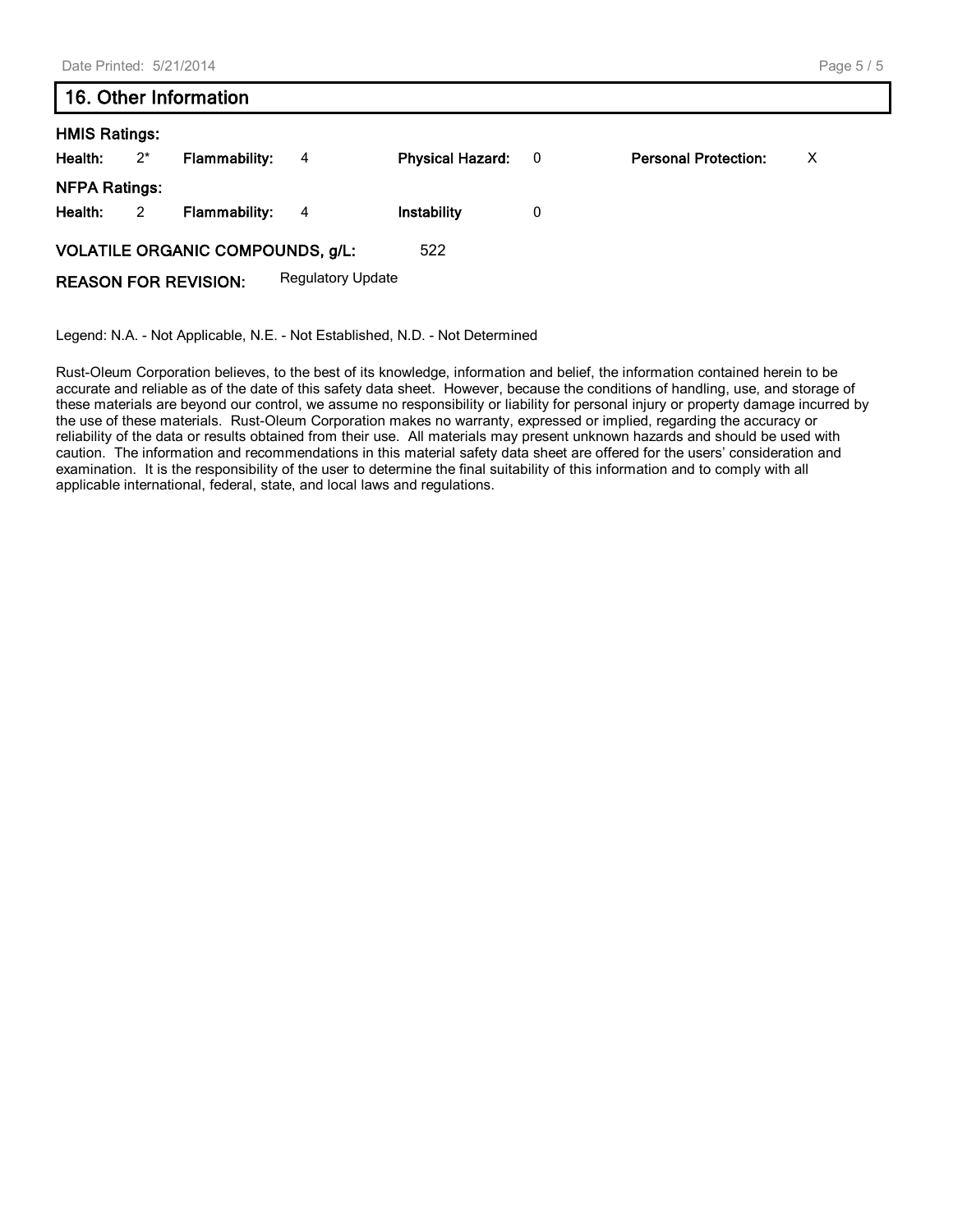## 16. Other Information

**HMIS Ratings:**

| | | | | | | | |
|---|---|---|---|---|---|---|---|
| **Health:** | 2* | **Flammability:** | 4 | **Physical Hazard:** | 0 | **Personal Protection:** | X |

**NFPA Ratings:**

| | | | | | |
|---|---|---|---|---|---|
| **Health:** | 2 | **Flammability:** | 4 | **Instability** | 0 |

**VOLATILE ORGANIC COMPOUNDS, g/L:** 522

**REASON FOR REVISION:** Regulatory Update

Legend: N.A. - Not Applicable, N.E. - Not Established, N.D. - Not Determined

Rust-Oleum Corporation believes, to the best of its knowledge, information and belief, the information contained herein to be accurate and reliable as of the date of this safety data sheet. However, because the conditions of handling, use, and storage of these materials are beyond our control, we assume no responsibility or liability for personal injury or property damage incurred by the use of these materials. Rust-Oleum Corporation makes no warranty, expressed or implied, regarding the accuracy or reliability of the data or results obtained from their use. All materials may present unknown hazards and should be used with caution. The information and recommendations in this material safety data sheet are offered for the users' consideration and examination. It is the responsibility of the user to determine the final suitability of this information and to comply with all applicable international, federal, state, and local laws and regulations.